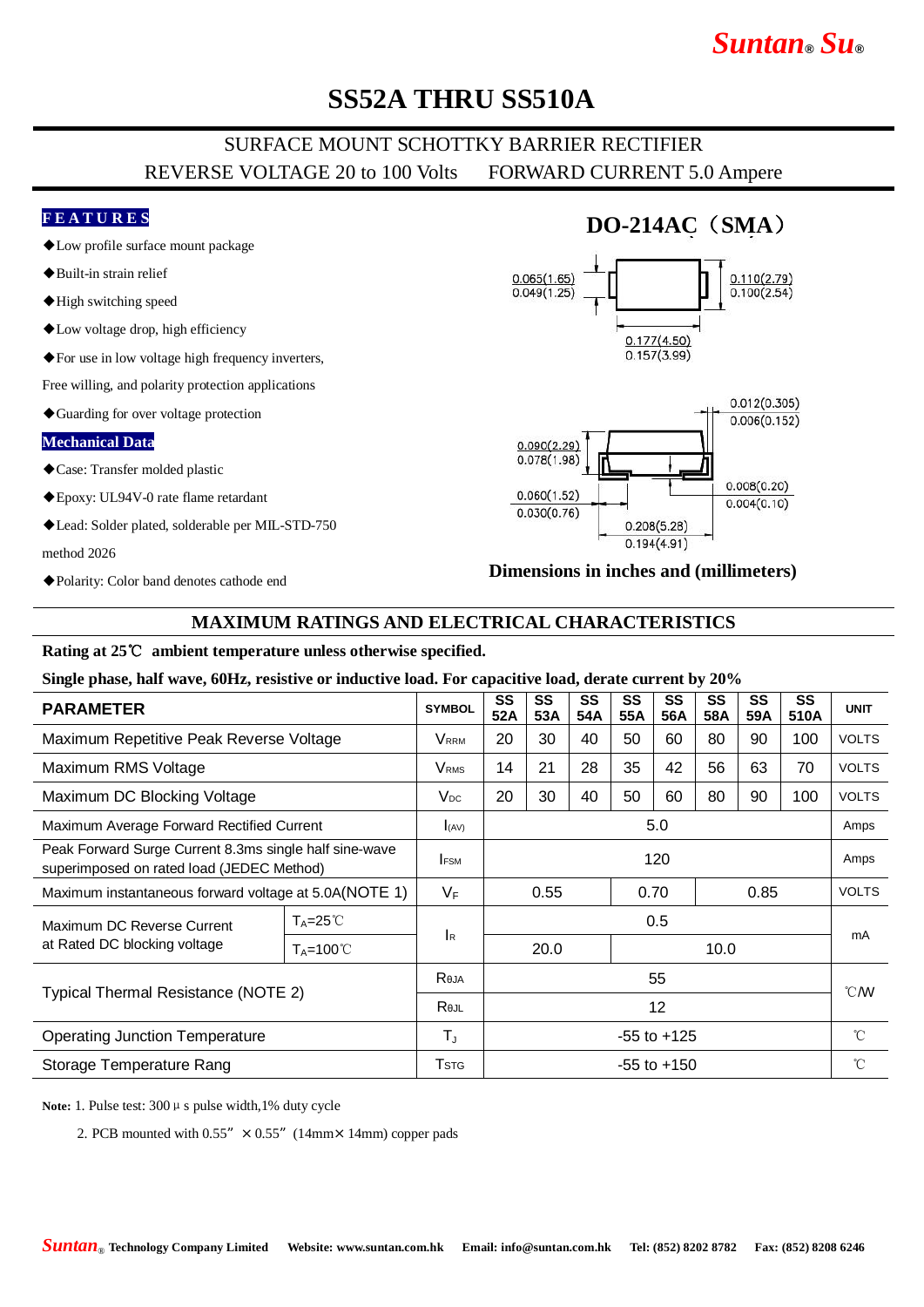Suntan® Su®

# SS52A THRU SS510A

SURFACE MOUNT SCHOTTKY BARRIER RECTIFIER

REVERSE VOLTAGE 20 to 100 Volts FORWARD CURRENT 5.0 Ampere

## FEATURES

- ◆Low profile surface mount package
- ◆Built-in strain relief
- ◆High switching speed
- ◆Low voltage drop, high efficiency
- ◆For use in low voltage high frequency inverters, Free willing, and polarity protection applications
- ◆Guarding for over voltage protection

## Mechanical Data

- ◆Case: Transfer molded plastic
- ◆Epoxy: UL94V-0 rate flame retardant
- ◆Lead: Solder plated, solderable per MIL-STD-750 method 2026
- ◆Polarity: Color band denotes cathode end

## DO-214AC（SMA）

0.065(1.65) 0.049(1.25) 0.110(2.79) 0.100(2.54) 0.177(4.50) 0.157(3.99) 0.012(0.305) 0.006(0.152) 0.090(2.29) 0.078(1.98) 0.060(1.52) 0.030(0.76) 0.008(0.20) 0.004(0.10) 0.208(5.28) 0.194(4.91)

**Dimensions in inches and (millimeters)**

## MAXIMUM RATINGS AND ELECTRICAL CHARACTERISTICS

**Rating at 25℃ ambient temperature unless otherwise specified.**

**Single phase, half wave, 60Hz, resistive or inductive load. For capacitive load, derate current by 20%**

| PARAMETER | | SYMBOL | SS 52A | SS 53A | SS 54A | SS 55A | SS 56A | SS 58A | SS 59A | SS 510A | UNIT |
|---|---|---|---|---|---|---|---|---|---|---|---|
| Maximum Repetitive Peak Reverse Voltage | | $V_{RRM}$ | 20 | 30 | 40 | 50 | 60 | 80 | 90 | 100 | VOLTS |
| Maximum RMS Voltage | | $V_{RMS}$ | 14 | 21 | 28 | 35 | 42 | 56 | 63 | 70 | VOLTS |
| Maximum DC Blocking Voltage | | $V_{DC}$ | 20 | 30 | 40 | 50 | 60 | 80 | 90 | 100 | VOLTS |
| Maximum Average Forward Rectified Current | | $I_{(AV)}$ | 5.0 | | | | | | | | Amps |
| Peak Forward Surge Current 8.3ms single half sine-wave superimposed on rated load (JEDEC Method) | | $I_{FSM}$ | 120 | | | | | | | | Amps |
| Maximum instantaneous forward voltage at 5.0A(NOTE 1) | | $V_F$ | 0.55 | | | 0.70 | | 0.85 | | | VOLTS |
| Maximum DC Reverse Current at Rated DC blocking voltage | $T_A$=25℃ | $I_R$ | 0.5 | | | | | | | | mA |
| | $T_A$=100℃ | | 20.0 | | | 10.0 | | | | | |
| Typical Thermal Resistance (NOTE 2) | | $R_{θJA}$ | 55 | | | | | | | | ℃/W |
| | | $R_{θJL}$ | 12 | | | | | | | | |
| Operating Junction Temperature | | $T_J$ | -55 to +125 | | | | | | | | ℃ |
| Storage Temperature Rang | | $T_{STG}$ | -55 to +150 | | | | | | | | ℃ |

**Note:** 1. Pulse test: 300 μ s pulse width,1% duty cycle

2. PCB mounted with 0.55” × 0.55”(14mm× 14mm) copper pads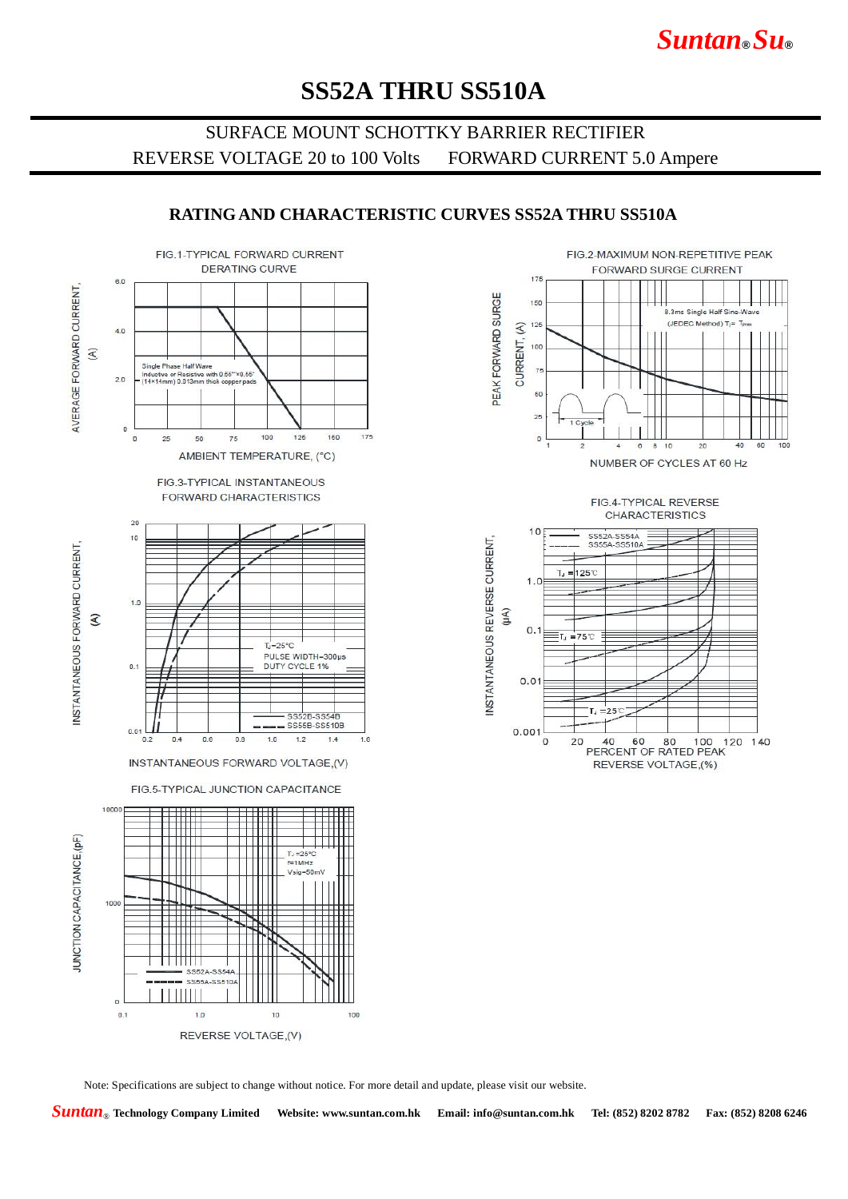# SS52A THRU SS510A

SURFACE MOUNT SCHOTTKY BARRIER RECTIFIER

REVERSE VOLTAGE 20 to 100 Volts FORWARD CURRENT 5.0 Ampere

## RATING AND CHARACTERISTIC CURVES SS52A THRU SS510A

FIG.1-TYPICAL FORWARD CURRENT DERATING CURVE

AVERAGE FORWARD CURRENT, (A)

6.0
4.0
2.0
0

Single Phase Half Wave
Inductive or Resistive with 0.55"×0.55" (14×14mm) 0.013mm thick copper pads

0 25 50 75 100 125 150 175

AMBIENT TEMPERATURE, (°C)

FIG.2-MAXIMUM NON-REPETITIVE PEAK FORWARD SURGE CURRENT

PEAK FORWARD SURGE CURRENT, (A)

175
150
125
100
75
50
25
0

8.3ms Single Half Sine-Wave
(JEDEC Method) $T_J = T_{jmax}$

1 Cycle

1 2 4 6 8 10 20 40 60 100

NUMBER OF CYCLES AT 60 Hz

FIG.3-TYPICAL INSTANTANEOUS FORWARD CHARACTERISTICS

INSTANTANEOUS FORWARD CURRENT, (A)

20
10
1.0
0.1
0.01

$T_J$=25°C
PULSE WIDTH=300μs
DUTY CYCLE 1%

SS52B-SS54B
SS55B-SS510B

0.2 0.4 0.6 0.8 1.0 1.2 1.4 1.6

INSTANTANEOUS FORWARD VOLTAGE,(V)

FIG.4-TYPICAL REVERSE CHARACTERISTICS

INSTANTANEOUS REVERSE CURRENT, (μA)

10
1.0
0.1
0.01
0.001

SS52A-SS54A
SS55A-SS510A

$T_J$ =125℃
$T_J$ =75℃
$T_J$ =25℃

0 20 40 60 80 100 120 140

PERCENT OF RATED PEAK REVERSE VOLTAGE,(%)

FIG.5-TYPICAL JUNCTION CAPACITANCE

JUNCTION CAPACITANCE,(pF)

10000
1000
0

$T_J$=25°C
f=1MHz
Vsig=50mV

SS52A-SS54A
SS55A-SS510A

0.1 1.0 10 100

REVERSE VOLTAGE,(V)

Note: Specifications are subject to change without notice. For more detail and update, please visit our website.